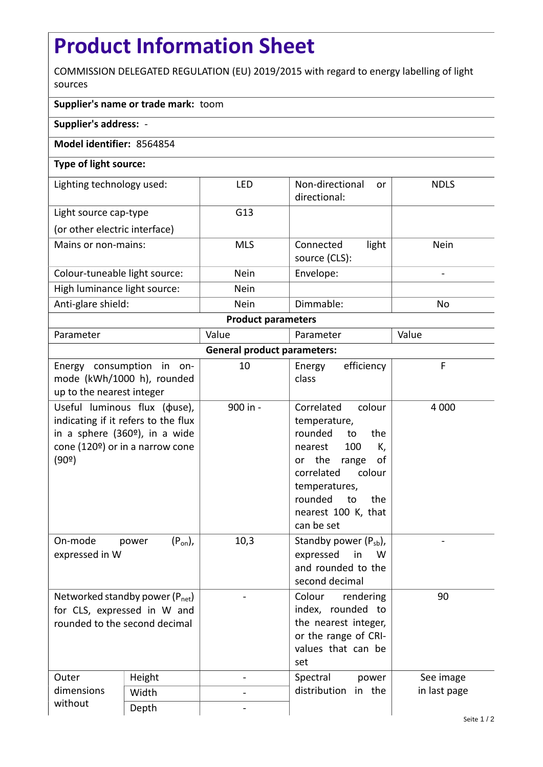# Product Information Sheet

COMMISSION DELEGATED REGULATION (EU) 2019/2015 with regard to energy labelling of light sources

**Supplier's name or trade mark:** toom

**Supplier's address:** -

**Model identifier:** 8564854

**Type of light source:**

| | | | |
|---|---|---|---|
| Lighting technology used: | LED | Non-directional or directional: | NDLS |
| Light source cap-type (or other electric interface) | G13 | | |
| Mains or non-mains: | MLS | Connected light source (CLS): | Nein |
| Colour-tuneable light source: | Nein | Envelope: | - |
| High luminance light source: | Nein | | |
| Anti-glare shield: | Nein | Dimmable: | No |

**Product parameters**

| Parameter | | Value | Parameter | Value |
|---|---|---|---|---|
| **General product parameters:** | | | | |
| Energy consumption in on-mode (kWh/1000 h), rounded up to the nearest integer | | 10 | Energy efficiency class | F |
| Useful luminous flux (ϕuse), indicating if it refers to the flux in a sphere (360º), in a wide cone (120º) or in a narrow cone (90º) | | 900 in - | Correlated colour temperature, rounded to the nearest 100 K, or the range of correlated colour temperatures, rounded to the nearest 100 K, that can be set | 4 000 |
| On-mode power ($P_{on}$), expressed in W | | 10,3 | Standby power ($P_{sb}$), expressed in W and rounded to the second decimal | - |
| Networked standby power ($P_{net}$) for CLS, expressed in W and rounded to the second decimal | | - | Colour rendering index, rounded to the nearest integer, or the range of CRI-values that can be set | 90 |
| Outer dimensions without | Height | - | Spectral power distribution in the | See image in last page |
| | Width | - | | |
| | Depth | - | | |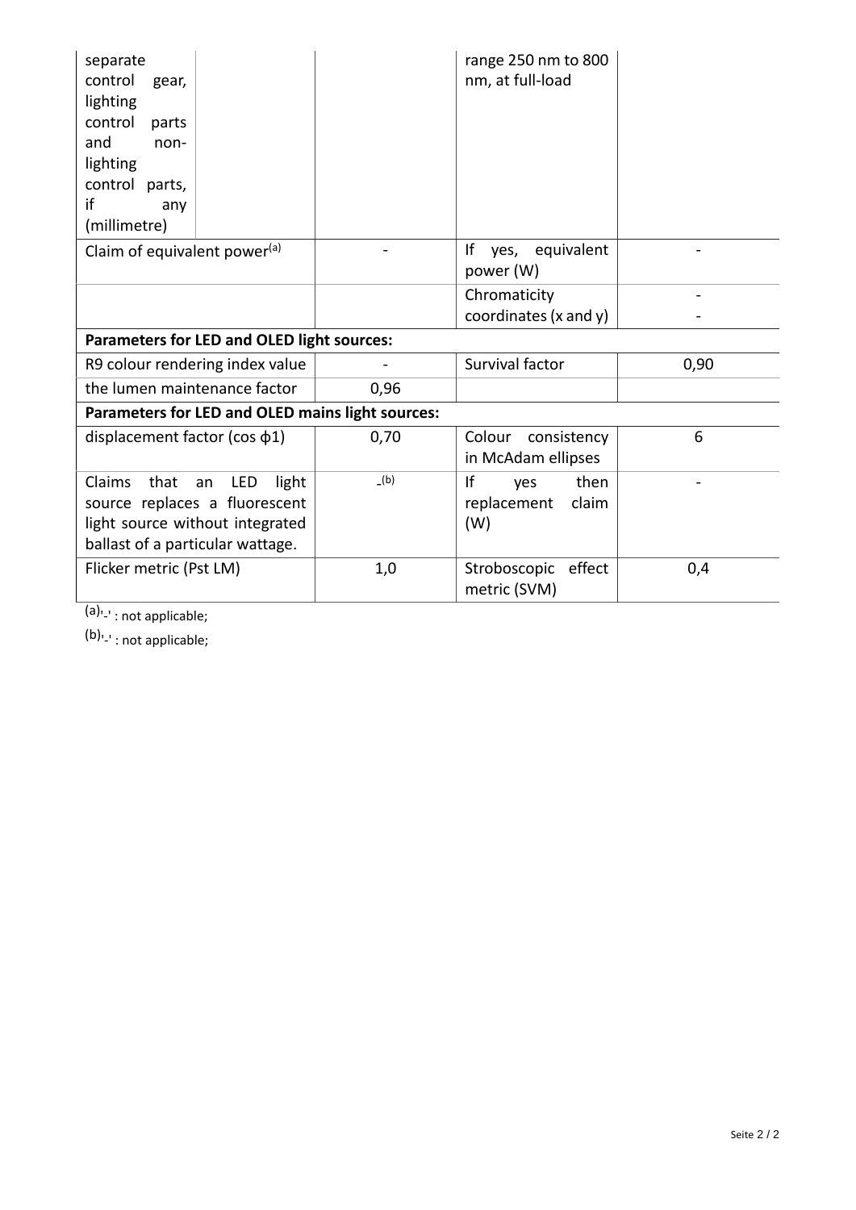| | | | |
|---|---|---|---|
| separate control gear, lighting control parts and non-lighting control parts, if any (millimetre) | | range 250 nm to 800 nm, at full-load | |
| Claim of equivalent power[(a)] | - | If yes, equivalent power (W) | - |
| | | Chromaticity coordinates (x and y) | - <br> - |
| **Parameters for LED and OLED light sources:** | | | |
| R9 colour rendering index value | - | Survival factor | 0,90 |
| the lumen maintenance factor | 0,96 | | |
| **Parameters for LED and OLED mains light sources:** | | | |
| displacement factor (cos ϕ1) | 0,70 | Colour consistency in McAdam ellipses | 6 |
| Claims that an LED light source replaces a fluorescent light source without integrated ballast of a particular wattage. | -[(b)] | If yes then replacement claim (W) | - |
| Flicker metric (Pst LM) | 1,0 | Stroboscopic effect metric (SVM) | 0,4 |

[(a)]'-' : not applicable;

[(b)]'-' : not applicable;